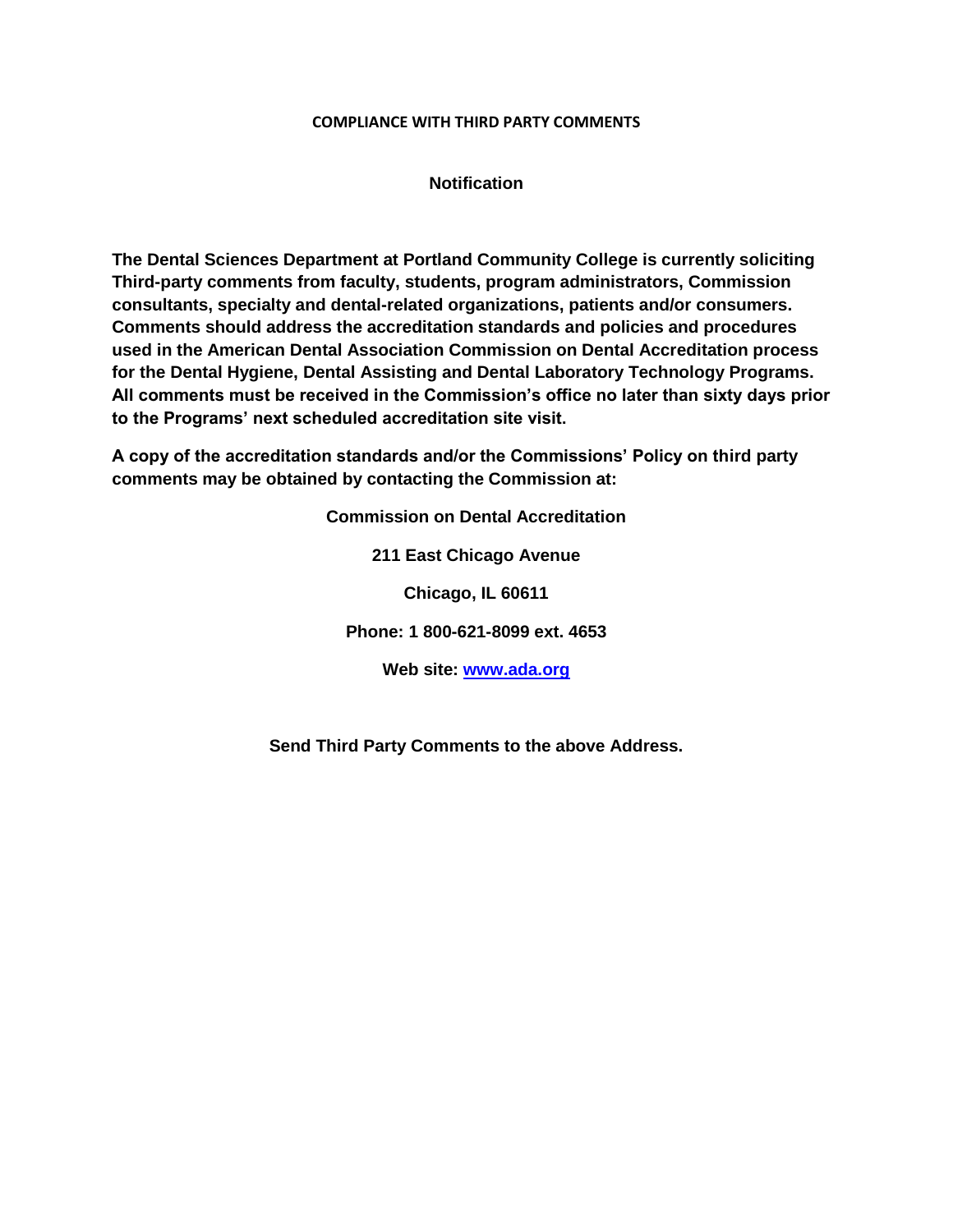# COMPLIANCE WITH THIRD PARTY COMMENTS

## Notification

**The Dental Sciences Department at Portland Community College is currently soliciting Third-party comments from faculty, students, program administrators, Commission consultants, specialty and dental-related organizations, patients and/or consumers. Comments should address the accreditation standards and policies and procedures used in the American Dental Association Commission on Dental Accreditation process for the Dental Hygiene, Dental Assisting and Dental Laboratory Technology Programs. All comments must be received in the Commission's office no later than sixty days prior to the Programs' next scheduled accreditation site visit.**

**A copy of the accreditation standards and/or the Commissions' Policy on third party comments may be obtained by contacting the Commission at:**

**Commission on Dental Accreditation**

**211 East Chicago Avenue**

**Chicago, IL 60611**

**Phone: 1 800-621-8099 ext. 4653**

**Web site: [www.ada.org](http://www.ada.org)**

**Send Third Party Comments to the above Address.**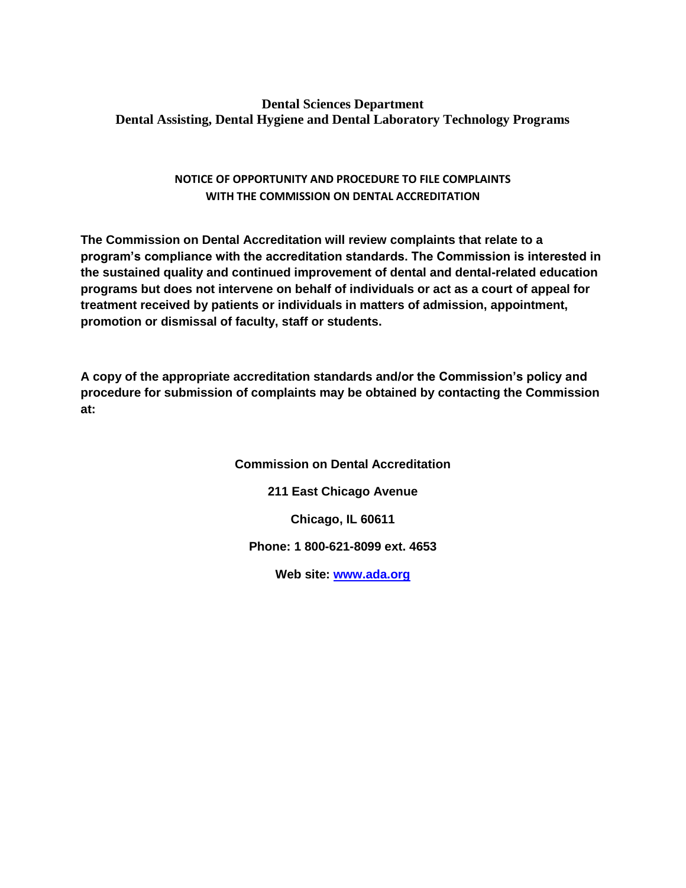**Dental Sciences Department**
**Dental Assisting, Dental Hygiene and Dental Laboratory Technology Programs**

## NOTICE OF OPPORTUNITY AND PROCEDURE TO FILE COMPLAINTS WITH THE COMMISSION ON DENTAL ACCREDITATION

**The Commission on Dental Accreditation will review complaints that relate to a program's compliance with the accreditation standards. The Commission is interested in the sustained quality and continued improvement of dental and dental-related education programs but does not intervene on behalf of individuals or act as a court of appeal for treatment received by patients or individuals in matters of admission, appointment, promotion or dismissal of faculty, staff or students.**

**A copy of the appropriate accreditation standards and/or the Commission's policy and procedure for submission of complaints may be obtained by contacting the Commission at:**

**Commission on Dental Accreditation**

**211 East Chicago Avenue**

**Chicago, IL 60611**

**Phone: 1 800-621-8099 ext. 4653**

**Web site: [www.ada.org](http://www.ada.org)**